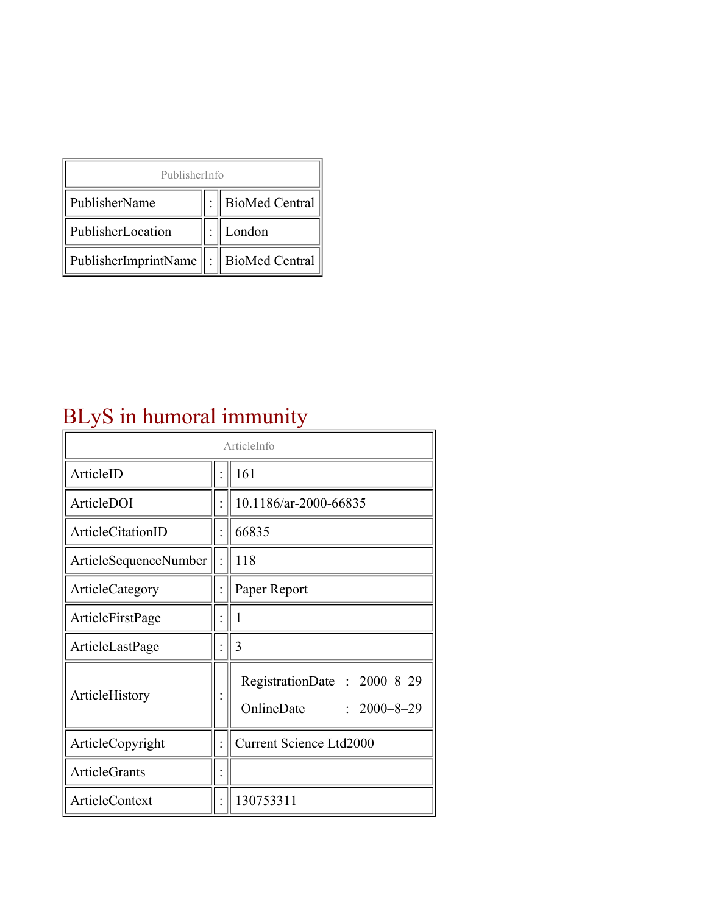| PublisherInfo | | |
|---|---|---|
| PublisherName | : | BioMed Central |
| PublisherLocation | : | London |
| PublisherImprintName | : | BioMed Central |

# BLyS in humoral immunity

| ArticleInfo | | |
|---|---|---|
| ArticleID | : | 161 |
| ArticleDOI | : | 10.1186/ar-2000-66835 |
| ArticleCitationID | : | 66835 |
| ArticleSequenceNumber | : | 118 |
| ArticleCategory | : | Paper Report |
| ArticleFirstPage | : | 1 |
| ArticleLastPage | : | 3 |
| ArticleHistory | : | RegistrationDate : 2000–8–29<br>OnlineDate : 2000–8–29 |
| ArticleCopyright | : | Current Science Ltd2000 |
| ArticleGrants | : | |
| ArticleContext | : | 130753311 |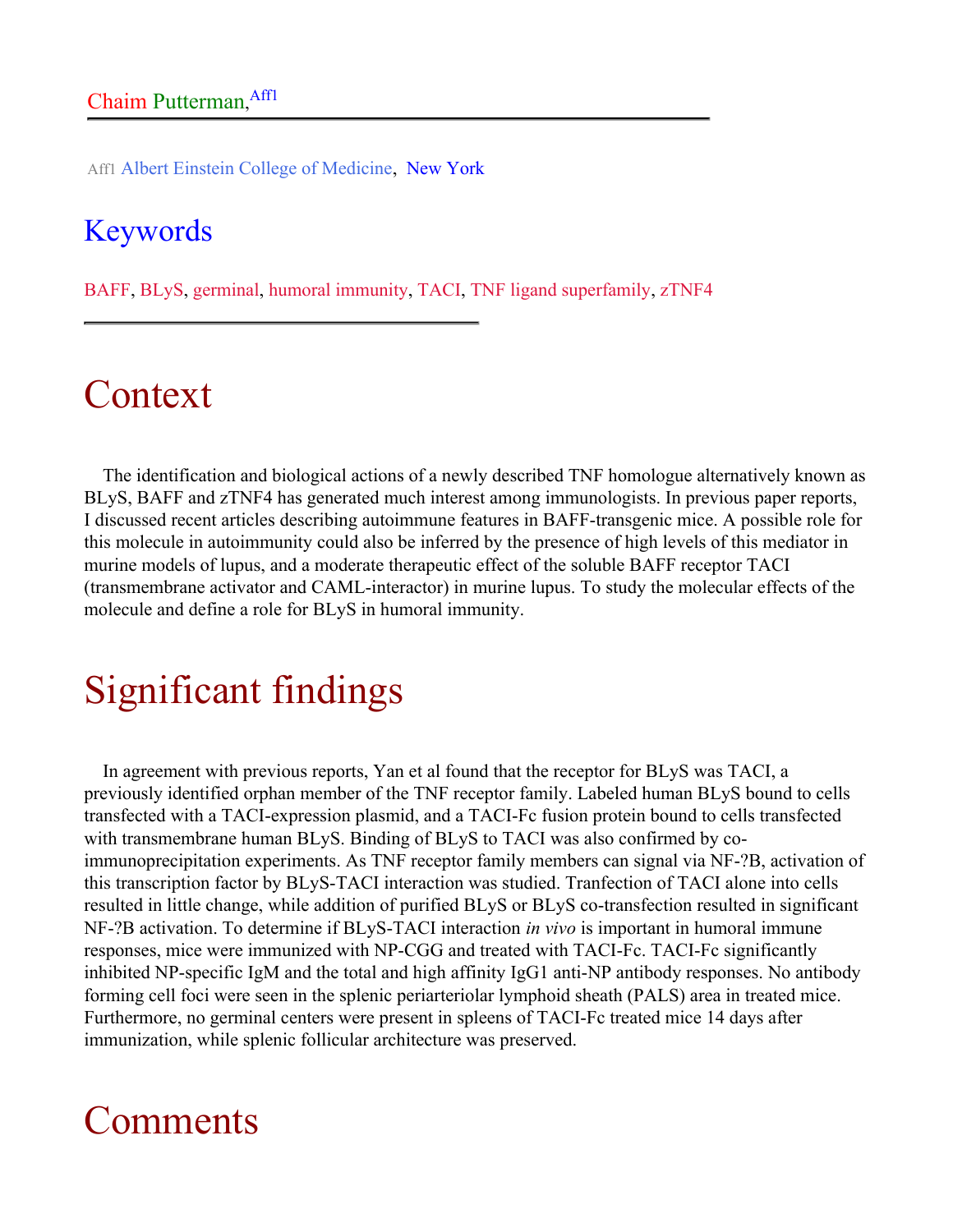Chaim Putterman,[Aff1]

[Aff1] Albert Einstein College of Medicine, New York

## Keywords

BAFF, BLyS, germinal, humoral immunity, TACI, TNF ligand superfamily, zTNF4

# Context

The identification and biological actions of a newly described TNF homologue alternatively known as BLyS, BAFF and zTNF4 has generated much interest among immunologists. In previous paper reports, I discussed recent articles describing autoimmune features in BAFF-transgenic mice. A possible role for this molecule in autoimmunity could also be inferred by the presence of high levels of this mediator in murine models of lupus, and a moderate therapeutic effect of the soluble BAFF receptor TACI (transmembrane activator and CAML-interactor) in murine lupus. To study the molecular effects of the molecule and define a role for BLyS in humoral immunity.

# Significant findings

In agreement with previous reports, Yan et al found that the receptor for BLyS was TACI, a previously identified orphan member of the TNF receptor family. Labeled human BLyS bound to cells transfected with a TACI-expression plasmid, and a TACI-Fc fusion protein bound to cells transfected with transmembrane human BLyS. Binding of BLyS to TACI was also confirmed by co-immunoprecipitation experiments. As TNF receptor family members can signal via NF-?B, activation of this transcription factor by BLyS-TACI interaction was studied. Tranfection of TACI alone into cells resulted in little change, while addition of purified BLyS or BLyS co-transfection resulted in significant NF-?B activation. To determine if BLyS-TACI interaction *in vivo* is important in humoral immune responses, mice were immunized with NP-CGG and treated with TACI-Fc. TACI-Fc significantly inhibited NP-specific IgM and the total and high affinity IgG1 anti-NP antibody responses. No antibody forming cell foci were seen in the splenic periarteriolar lymphoid sheath (PALS) area in treated mice. Furthermore, no germinal centers were present in spleens of TACI-Fc treated mice 14 days after immunization, while splenic follicular architecture was preserved.

# Comments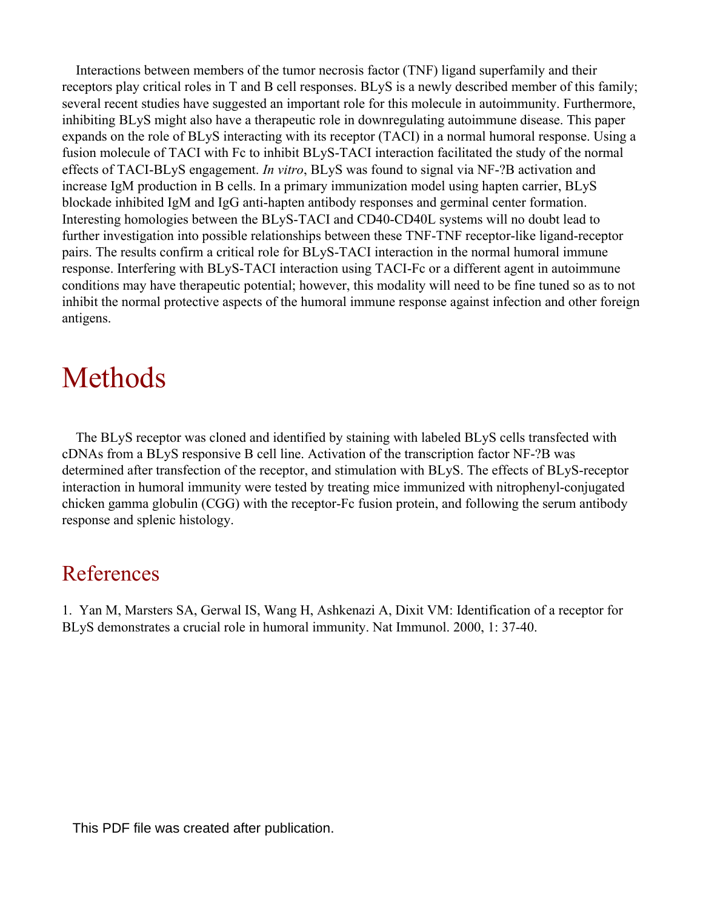Interactions between members of the tumor necrosis factor (TNF) ligand superfamily and their receptors play critical roles in T and B cell responses. BLyS is a newly described member of this family; several recent studies have suggested an important role for this molecule in autoimmunity. Furthermore, inhibiting BLyS might also have a therapeutic role in downregulating autoimmune disease. This paper expands on the role of BLyS interacting with its receptor (TACI) in a normal humoral response. Using a fusion molecule of TACI with Fc to inhibit BLyS-TACI interaction facilitated the study of the normal effects of TACI-BLyS engagement. *In vitro*, BLyS was found to signal via NF-?B activation and increase IgM production in B cells. In a primary immunization model using hapten carrier, BLyS blockade inhibited IgM and IgG anti-hapten antibody responses and germinal center formation. Interesting homologies between the BLyS-TACI and CD40-CD40L systems will no doubt lead to further investigation into possible relationships between these TNF-TNF receptor-like ligand-receptor pairs. The results confirm a critical role for BLyS-TACI interaction in the normal humoral immune response. Interfering with BLyS-TACI interaction using TACI-Fc or a different agent in autoimmune conditions may have therapeutic potential; however, this modality will need to be fine tuned so as to not inhibit the normal protective aspects of the humoral immune response against infection and other foreign antigens.

# Methods

The BLyS receptor was cloned and identified by staining with labeled BLyS cells transfected with cDNAs from a BLyS responsive B cell line. Activation of the transcription factor NF-?B was determined after transfection of the receptor, and stimulation with BLyS. The effects of BLyS-receptor interaction in humoral immunity were tested by treating mice immunized with nitrophenyl-conjugated chicken gamma globulin (CGG) with the receptor-Fc fusion protein, and following the serum antibody response and splenic histology.

## References

1. Yan M, Marsters SA, Gerwal IS, Wang H, Ashkenazi A, Dixit VM: Identification of a receptor for BLyS demonstrates a crucial role in humoral immunity. Nat Immunol. 2000, 1: 37-40.

This PDF file was created after publication.